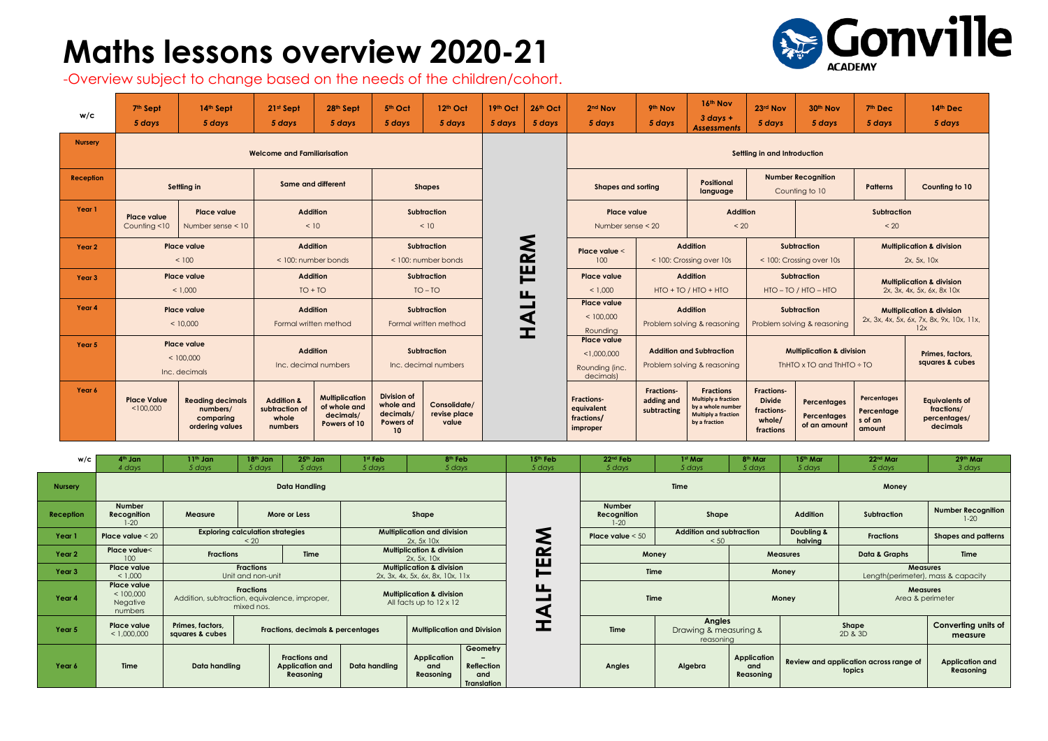# Maths lessons overview 2020-21

-Overview subject to change based on the needs of the children/cohort.

**Gonville ACADEMY**

| w/c | 7th Sept 5 days | 14th Sept 5 days | 21st Sept 5 days | 28th Sept 5 days | 5th Oct 5 days | 12th Oct 5 days | 19th Oct 5 days | 26th Oct 5 days | 2nd Nov 5 days | 9th Nov 5 days | 16th Nov 3 days + Assessments | 23rd Nov 5 days | 30th Nov 5 days | 7th Dec 5 days | 14th Dec 5 days |
|---|---|---|---|---|---|---|---|---|---|---|---|---|---|---|---|
| **Nursery** | **Welcome and Familiarisation** | | | | | | **HALF TERM** | | **Settling in and Introduction** | | | | | | |
| **Reception** | **Settling in** | | **Same and different** | | **Shapes** | | | | **Shapes and sorting** | | **Positional language** | **Number Recognition** Counting to 10 | | **Patterns** | **Counting to 10** |
| **Year 1** | **Place value** Counting <10 | **Place value** Number sense < 10 | **Addition** < 10 | | **Subtraction** < 10 | | | | **Place value** Number sense < 20 | | **Addition** < 20 | | **Subtraction** < 20 | | |
| **Year 2** | **Place value** < 100 | | **Addition** < 100: number bonds | | **Subtraction** < 100: number bonds | | | | **Place value** < 100 | **Addition** < 100: Crossing over 10s | | **Subtraction** < 100: Crossing over 10s | | **Multiplication & division** 2x, 5x, 10x | |
| **Year 3** | **Place value** < 1,000 | | **Addition** TO + TO | | **Subtraction** TO – TO | | | | **Place value** < 1,000 | **Addition** HTO + TO / HTO + HTO | | **Subtraction** HTO – TO / HTO – HTO | | **Multiplication & division** 2x, 3x, 4x, 5x, 6x, 8x 10x | |
| **Year 4** | **Place value** < 10,000 | | **Addition** Formal written method | | **Subtraction** Formal written method | | | | **Place value** < 100,000 Rounding | **Addition** Problem solving & reasoning | | **Subtraction** Problem solving & reasoning | | **Multiplication & division** 2x, 3x, 4x, 5x, 6x, 7x, 8x, 9x, 10x, 11x, 12x | |
| **Year 5** | **Place value** < 100,000 Inc. decimals | | **Addition** Inc. decimal numbers | | **Subtraction** Inc. decimal numbers | | | | **Place value** <1,000,000 Rounding (inc. decimals) | **Addition and Subtraction** Problem solving & reasoning | | **Multiplication & division** ThHTO x TO and ThHTO ÷ TO | | | **Primes, factors, squares & cubes** |
| **Year 6** | **Place Value** <100,000 | **Reading decimals numbers/ comparing ordering values** | **Addition & subtraction of whole numbers** | **Multiplication of whole and decimals/ Powers of 10** | **Division of whole and decimals/ Powers of 10** | **Consolidate/ revise place value** | | | **Fractions- equivalent fractions/ improper** | **Fractions- adding and subtracting** | **Fractions** Multiply a fraction by a whole number Multiply a fraction by a fraction | **Fractions- Divide fractions- whole/ fractions** | **Percentages Percentages of an amount** | **Percentages Percentages of an amount** | **Equivalents of fractions/ percentages/ decimals** |

| w/c | 4th Jan 4 days | 11th Jan 5 days | 18th Jan 5 days | 25th Jan 5 days | 1st Feb 5 days | 8th Feb 5 days | | 15th Feb 5 days | 22nd Feb 5 days | 1st Mar 5 days | 8th Mar 5 days | 15th Mar 5 days | 22nd Mar 5 days | 29th Mar 3 days |
|---|---|---|---|---|---|---|---|---|---|---|---|---|---|---|
| **Nursery** | **Data Handling** | | | | | | | **HALF TERM** | **Time** | | | **Money** | | |
| **Reception** | **Number Recognition** 1-20 | **Measure** | **More or Less** | | **Shape** | | | | **Number Recognition** 1-20 | **Shape** | | **Addition** | **Subtraction** | **Number Recognition** 1-20 |
| **Year 1** | **Place value** < 20 | **Exploring calculation strategies** < 20 | | | **Multiplication and division** 2x, 5x 10x | | | | **Place value** < 50 | **Addition and subtraction** < 50 | | **Doubling & halving** | **Fractions** | **Shapes and patterns** |
| **Year 2** | **Place value**< 100 | **Fractions** | | **Time** | **Multiplication & division** 2x, 5x, 10x | | | | **Money** | | **Measures** | | **Data & Graphs** | **Time** |
| **Year 3** | **Place value** < 1,000 | **Fractions** Unit and non-unit | | | **Multiplication & division** 2x, 3x, 4x, 5x, 6x, 8x, 10x, 11x | | | | **Time** | | **Money** | | **Measures** Length(perimeter), mass & capacity | |
| **Year 4** | **Place value** < 100,000 Negative numbers | **Fractions** Addition, subtraction, equivalence, improper, mixed nos. | | | **Multiplication & division** All facts up to 12 x 12 | | | | **Time** | | **Money** | | **Measures** Area & perimeter | |
| **Year 5** | **Place value** < 1,000,000 | **Primes, factors, squares & cubes** | **Fractions, decimals & percentages** | | | **Multiplication and Division** | | | **Time** | **Angles** Drawing & measuring & reasoning | | **Shape** 2D & 3D | | **Converting units of measure** |
| **Year 6** | **Time** | **Data handling** | | **Fractions and Application and Reasoning** | **Data handling** | **Application and Reasoning** | **Geometry – Reflection and Translation** | | **Angles** | **Algebra** | **Application and Reasoning** | **Review and application across range of topics** | | **Application and Reasoning** |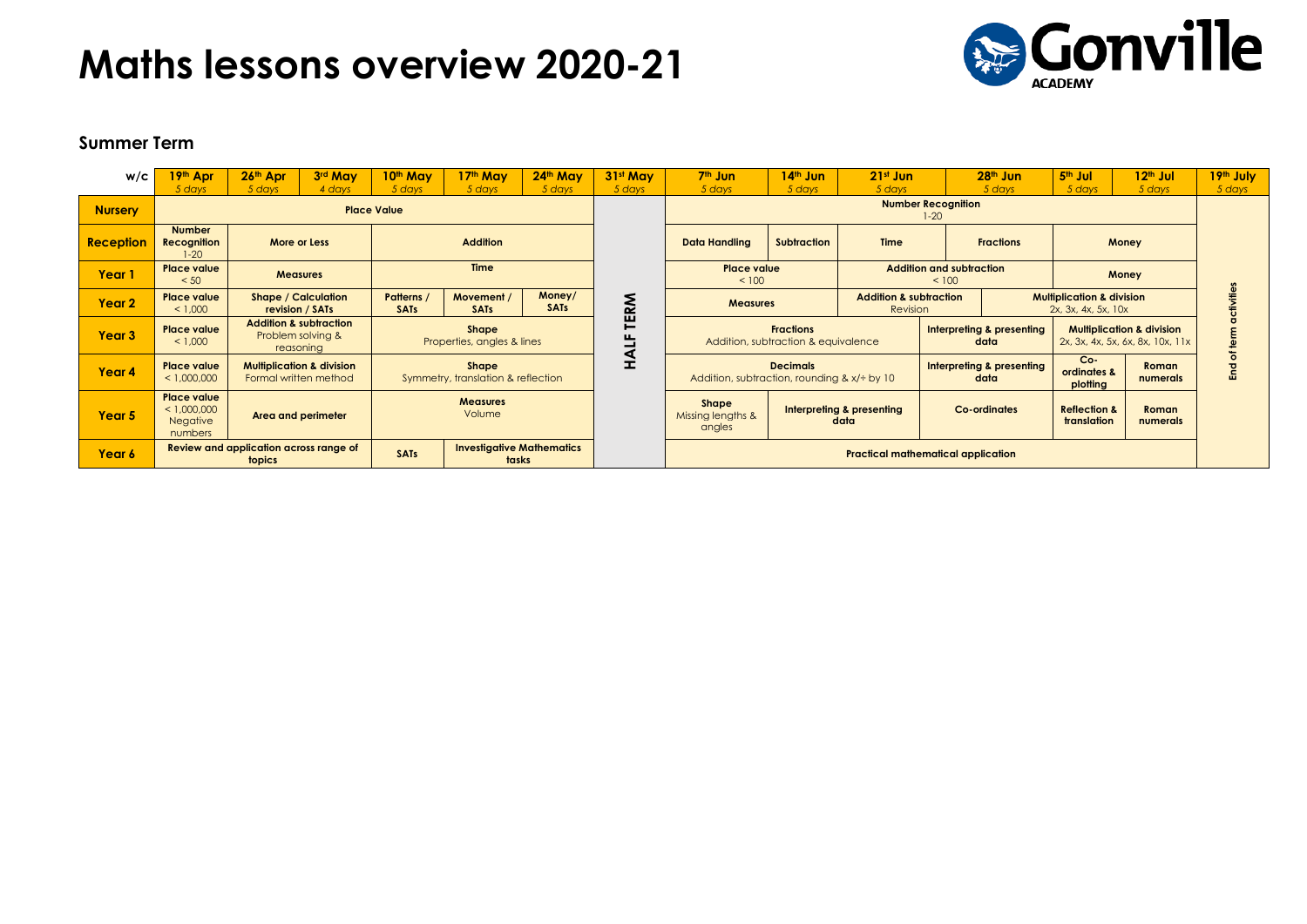# Maths lessons overview 2020-21

## Summer Term

| w/c | 19th Apr *5 days* | 26th Apr *5 days* | 3rd May *4 days* | 10th May *5 days* | 17th May *5 days* | 24th May *5 days* | 31st May *5 days* | 7th Jun *5 days* | 14th Jun *5 days* | 21st Jun *5 days* | 28th Jun *5 days* | 5th Jul *5 days* | 12th Jul *5 days* | 19th July *5 days* |
|---|---|---|---|---|---|---|---|---|---|---|---|---|---|---|
| **Nursery** | **Place Value** | | | | | | HALF TERM | **Number Recognition** 1-20 | | | | | | End of term activities |
| **Reception** | **Number Recognition** 1-20 | **More or Less** | | **Addition** | | | | **Data Handling** | **Subtraction** | **Time** | **Fractions** | **Money** | | |
| **Year 1** | **Place value** < 50 | **Measures** | | **Time** | | | | **Place value** < 100 | | **Addition and subtraction** < 100 | | **Money** | | |
| **Year 2** | **Place value** < 1,000 | **Shape / Calculation revision / SATs** | | **Patterns / SATs** | **Movement / SATs** | **Money/ SATs** | | **Measures** | | **Addition & subtraction** Revision | **Multiplication & division** 2x, 3x, 4x, 5x, 10x | | | |
| **Year 3** | **Place value** < 1,000 | **Addition & subtraction** Problem solving & reasoning | | **Shape** Properties, angles & lines | | | | **Fractions** Addition, subtraction & equivalence | | | **Interpreting & presenting data** | **Multiplication & division** 2x, 3x, 4x, 5x, 6x, 8x, 10x, 11x | | |
| **Year 4** | **Place value** < 1,000,000 | **Multiplication & division** Formal written method | | **Shape** Symmetry, translation & reflection | | | | **Decimals** Addition, subtraction, rounding & x/÷ by 10 | | | **Interpreting & presenting data** | **Co-ordinates & plotting** | **Roman numerals** | |
| **Year 5** | **Place value** < 1,000,000 Negative numbers | **Area and perimeter** | | **Measures** Volume | | | | **Shape** Missing lengths & angles | **Interpreting & presenting data** | | **Co-ordinates** | **Reflection & translation** | **Roman numerals** | |
| **Year 6** | **Review and application across range of topics** | | | **SATs** | **Investigative Mathematics tasks** | | | **Practical mathematical application** | | | | | | |